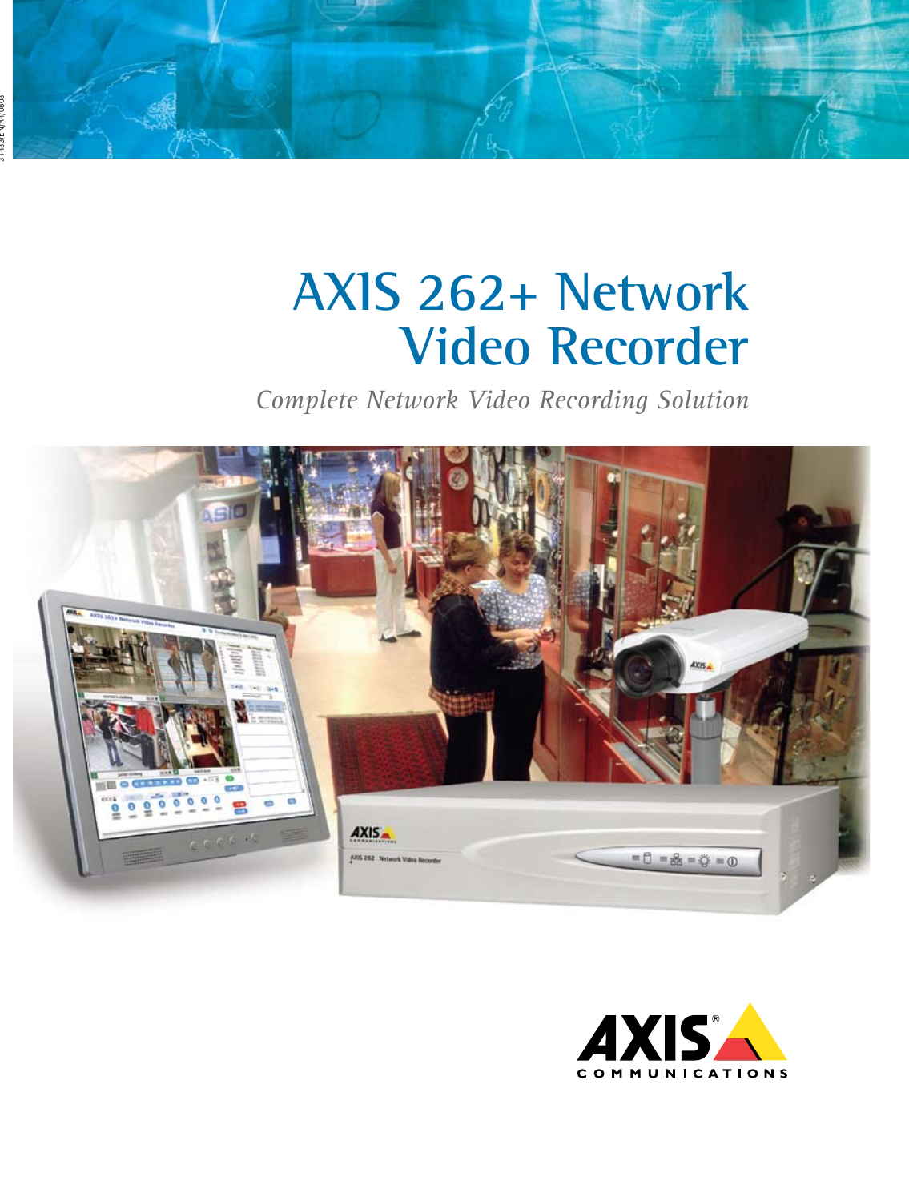# AXIS 262+ Network Video Recorder

*Complete Network Video Recording Solution*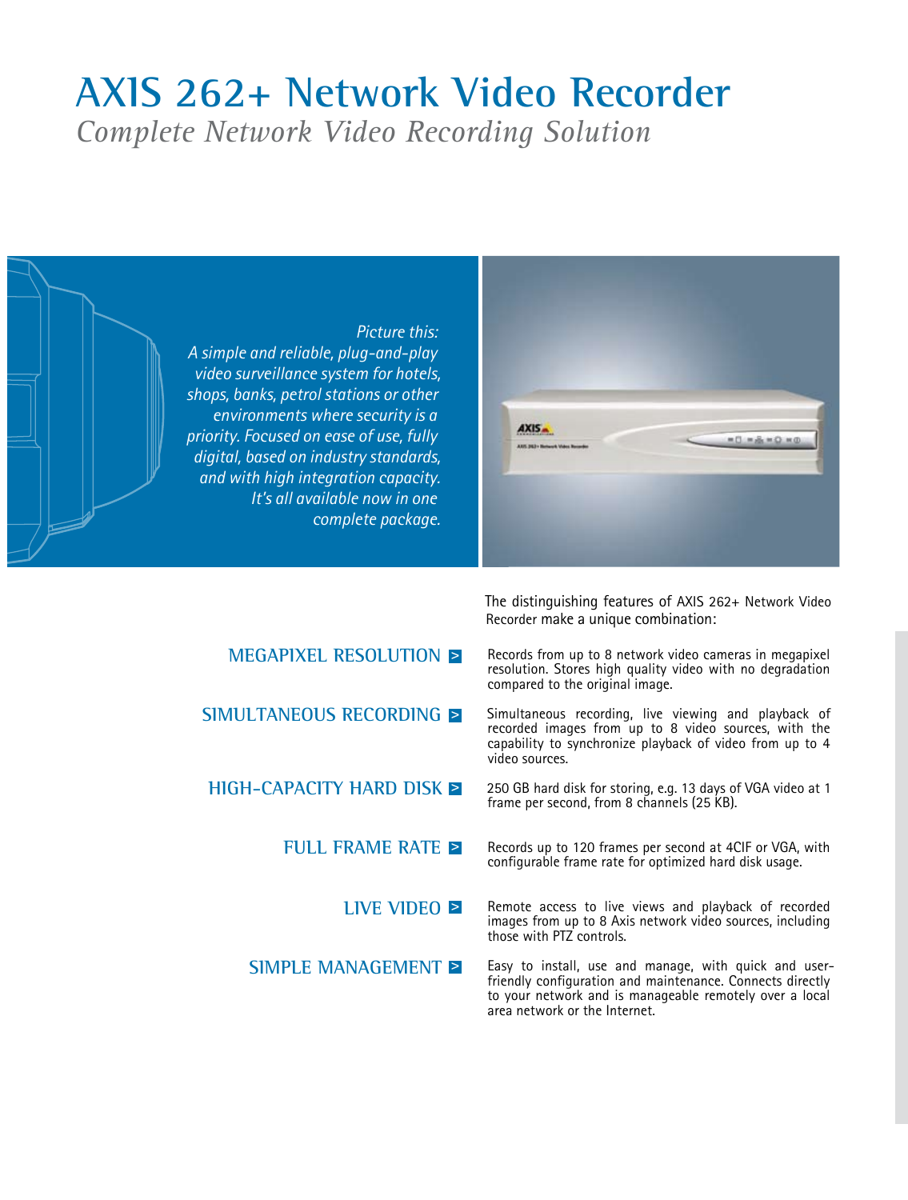# AXIS 262+ Network Video Recorder

*Complete Network Video Recording Solution*

*Picture this:*
*A simple and reliable, plug-and-play video surveillance system for hotels, shops, banks, petrol stations or other environments where security is a priority. Focused on ease of use, fully digital, based on industry standards, and with high integration capacity. It's all available now in one complete package.*

The distinguishing features of AXIS 262+ Network Video Recorder make a unique combination:

**MEGAPIXEL RESOLUTION >**
Records from up to 8 network video cameras in megapixel resolution. Stores high quality video with no degradation compared to the original image.

**SIMULTANEOUS RECORDING >**
Simultaneous recording, live viewing and playback of recorded images from up to 8 video sources, with the capability to synchronize playback of video from up to 4 video sources.

**HIGH-CAPACITY HARD DISK >**
250 GB hard disk for storing, e.g. 13 days of VGA video at 1 frame per second, from 8 channels (25 KB).

**FULL FRAME RATE >**
Records up to 120 frames per second at 4CIF or VGA, with configurable frame rate for optimized hard disk usage.

**LIVE VIDEO >**
Remote access to live views and playback of recorded images from up to 8 Axis network video sources, including those with PTZ controls.

**SIMPLE MANAGEMENT >**
Easy to install, use and manage, with quick and user-friendly configuration and maintenance. Connects directly to your network and is manageable remotely over a local area network or the Internet.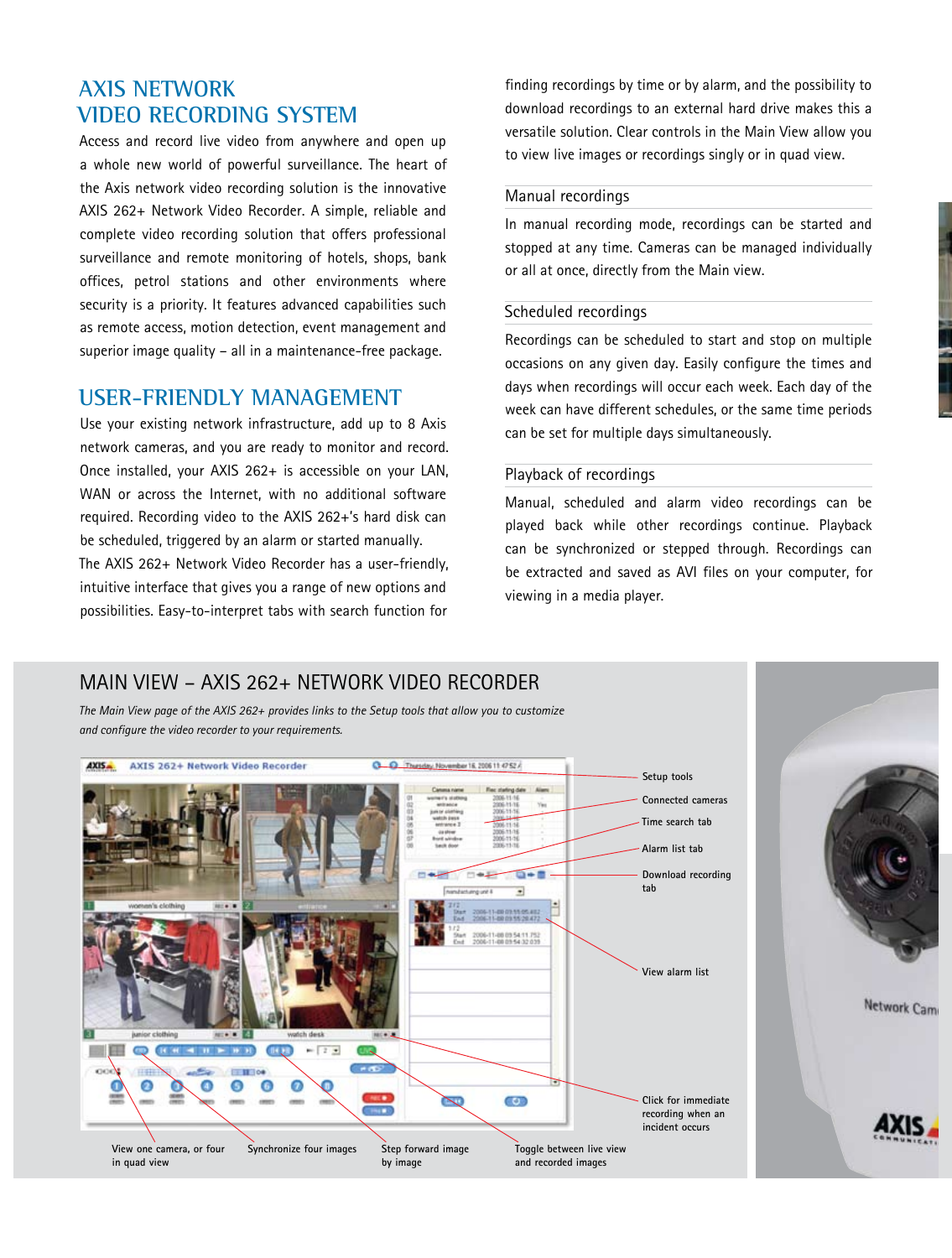## AXIS NETWORK VIDEO RECORDING SYSTEM

Access and record live video from anywhere and open up a whole new world of powerful surveillance. The heart of the Axis network video recording solution is the innovative AXIS 262+ Network Video Recorder. A simple, reliable and complete video recording solution that offers professional surveillance and remote monitoring of hotels, shops, bank offices, petrol stations and other environments where security is a priority. It features advanced capabilities such as remote access, motion detection, event management and superior image quality – all in a maintenance-free package.

## USER-FRIENDLY MANAGEMENT

Use your existing network infrastructure, add up to 8 Axis network cameras, and you are ready to monitor and record. Once installed, your AXIS 262+ is accessible on your LAN, WAN or across the Internet, with no additional software required. Recording video to the AXIS 262+'s hard disk can be scheduled, triggered by an alarm or started manually.

The AXIS 262+ Network Video Recorder has a user-friendly, intuitive interface that gives you a range of new options and possibilities. Easy-to-interpret tabs with search function for finding recordings by time or by alarm, and the possibility to download recordings to an external hard drive makes this a versatile solution. Clear controls in the Main View allow you to view live images or recordings singly or in quad view.

### Manual recordings

In manual recording mode, recordings can be started and stopped at any time. Cameras can be managed individually or all at once, directly from the Main view.

### Scheduled recordings

Recordings can be scheduled to start and stop on multiple occasions on any given day. Easily configure the times and days when recordings will occur each week. Each day of the week can have different schedules, or the same time periods can be set for multiple days simultaneously.

### Playback of recordings

Manual, scheduled and alarm video recordings can be played back while other recordings continue. Playback can be synchronized or stepped through. Recordings can be extracted and saved as AVI files on your computer, for viewing in a media player.

## MAIN VIEW – AXIS 262+ NETWORK VIDEO RECORDER

*The Main View page of the AXIS 262+ provides links to the Setup tools that allow you to customize and configure the video recorder to your requirements.*

Setup tools

Connected cameras

Time search tab

Alarm list tab

Download recording tab

View alarm list

Click for immediate recording when an incident occurs

View one camera, or four in quad view

Synchronize four images

Step forward image by image

Toggle between live view and recorded images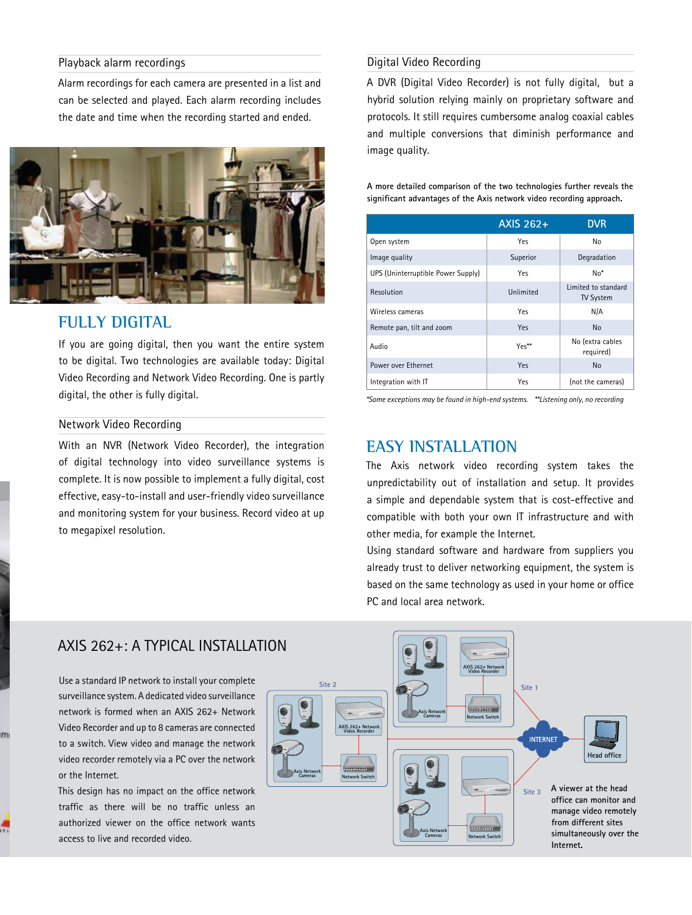### Playback alarm recordings

Alarm recordings for each camera are presented in a list and can be selected and played. Each alarm recording includes the date and time when the recording started and ended.

## FULLY DIGITAL

If you are going digital, then you want the entire system to be digital. Two technologies are available today: Digital Video Recording and Network Video Recording. One is partly digital, the other is fully digital.

### Network Video Recording

With an NVR (Network Video Recorder), the integration of digital technology into video surveillance systems is complete. It is now possible to implement a fully digital, cost effective, easy-to-install and user-friendly video surveillance and monitoring system for your business. Record video at up to megapixel resolution.

### Digital Video Recording

A DVR (Digital Video Recorder) is not fully digital, but a hybrid solution relying mainly on proprietary software and protocols. It still requires cumbersome analog coaxial cables and multiple conversions that diminish performance and image quality.

**A more detailed comparison of the two technologies further reveals the significant advantages of the Axis network video recording approach.**

| | AXIS 262+ | DVR |
|---|---|---|
| Open system | Yes | No |
| Image quality | Superior | Degradation |
| UPS (Uninterruptible Power Supply) | Yes | No* |
| Resolution | Unlimited | Limited to standard TV System |
| Wireless cameras | Yes | N/A |
| Remote pan, tilt and zoom | Yes | No |
| Audio | Yes** | No (extra cables required) |
| Power over Ethernet | Yes | No |
| Integration with IT | Yes | (not the cameras) |

*\*Some exceptions may be found in high-end systems.   \*\*Listening only, no recording*

## EASY INSTALLATION

The Axis network video recording system takes the unpredictability out of installation and setup. It provides a simple and dependable system that is cost-effective and compatible with both your own IT infrastructure and with other media, for example the Internet.

Using standard software and hardware from suppliers you already trust to deliver networking equipment, the system is based on the same technology as used in your home or office PC and local area network.

## AXIS 262+: A TYPICAL INSTALLATION

Use a standard IP network to install your complete surveillance system. A dedicated video surveillance network is formed when an AXIS 262+ Network Video Recorder and up to 8 cameras are connected to a switch. View video and manage the network video recorder remotely via a PC over the network or the Internet.

This design has no impact on the office network traffic as there will be no traffic unless an authorized viewer on the office network wants access to live and recorded video.

Site 2 | Site 1 | Site 3 | INTERNET | Head office | Axis Network Cameras | AXIS 262+ Network Video Recorder | Network Switch

A viewer at the head office can monitor and manage video remotely from different sites simultaneously over the Internet.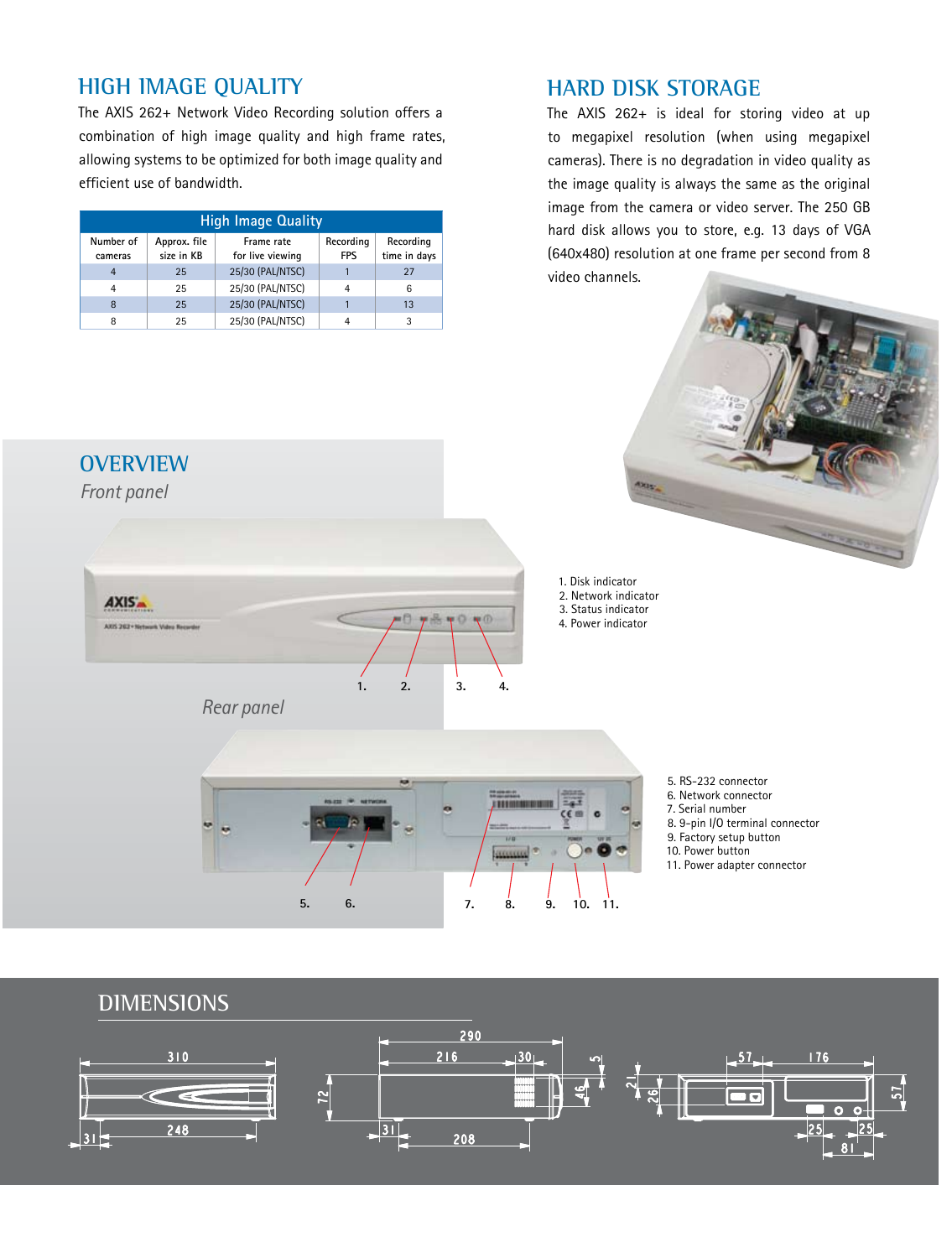## HIGH IMAGE QUALITY

The AXIS 262+ Network Video Recording solution offers a combination of high image quality and high frame rates, allowing systems to be optimized for both image quality and efficient use of bandwidth.

| High Image Quality | | | | |
|---|---|---|---|---|
| Number of cameras | Approx. file size in KB | Frame rate for live viewing | Recording FPS | Recording time in days |
| 4 | 25 | 25/30 (PAL/NTSC) | 1 | 27 |
| 4 | 25 | 25/30 (PAL/NTSC) | 4 | 6 |
| 8 | 25 | 25/30 (PAL/NTSC) | 1 | 13 |
| 8 | 25 | 25/30 (PAL/NTSC) | 4 | 3 |

## HARD DISK STORAGE

The AXIS 262+ is ideal for storing video at up to megapixel resolution (when using megapixel cameras). There is no degradation in video quality as the image quality is always the same as the original image from the camera or video server. The 250 GB hard disk allows you to store, e.g. 13 days of VGA (640x480) resolution at one frame per second from 8 video channels.

## OVERVIEW

*Front panel*

1. Disk indicator
2. Network indicator
3. Status indicator
4. Power indicator

*Rear panel*

5. RS-232 connector
6. Network connector
7. Serial number
8. 9-pin I/O terminal connector
9. Factory setup button
10. Power button
11. Power adapter connector

## DIMENSIONS

310, 248, 31, 72, 290, 216, 30, 5, 46, 31, 208, 21, 26, 57, 176, 57, 25, 25, 81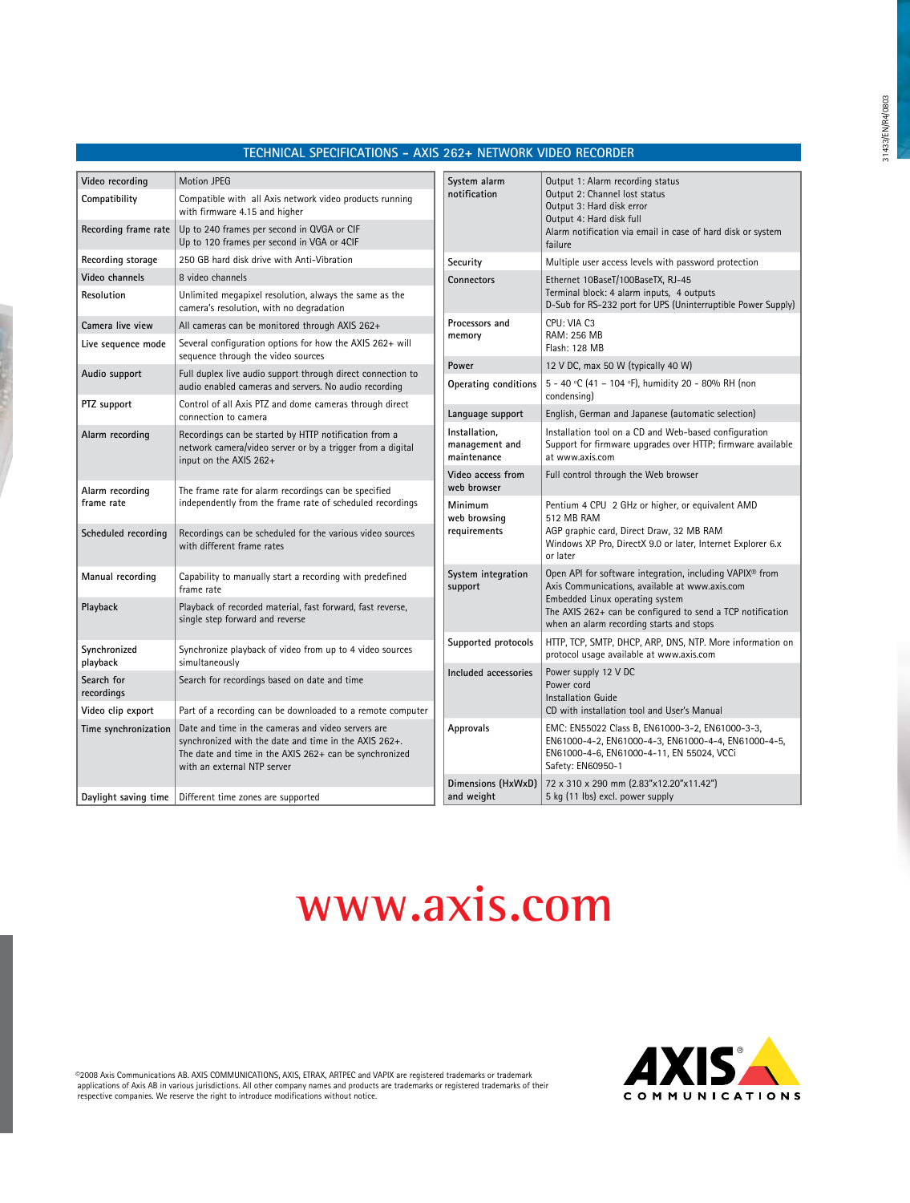## TECHNICAL SPECIFICATIONS - AXIS 262+ NETWORK VIDEO RECORDER

| | |
|---|---|
| Video recording | Motion JPEG |
| Compatibility | Compatible with all Axis network video products running with firmware 4.15 and higher |
| Recording frame rate | Up to 240 frames per second in QVGA or CIF<br>Up to 120 frames per second in VGA or 4CIF |
| Recording storage | 250 GB hard disk drive with Anti-Vibration |
| Video channels | 8 video channels |
| Resolution | Unlimited megapixel resolution, always the same as the camera's resolution, with no degradation |
| Camera live view | All cameras can be monitored through AXIS 262+ |
| Live sequence mode | Several configuration options for how the AXIS 262+ will sequence through the video sources |
| Audio support | Full duplex live audio support through direct connection to audio enabled cameras and servers. No audio recording |
| PTZ support | Control of all Axis PTZ and dome cameras through direct connection to camera |
| Alarm recording | Recordings can be started by HTTP notification from a network camera/video server or by a trigger from a digital input on the AXIS 262+ |
| Alarm recording frame rate | The frame rate for alarm recordings can be specified independently from the frame rate of scheduled recordings |
| Scheduled recording | Recordings can be scheduled for the various video sources with different frame rates |
| Manual recording | Capability to manually start a recording with predefined frame rate |
| Playback | Playback of recorded material, fast forward, fast reverse, single step forward and reverse |
| Synchronized playback | Synchronize playback of video from up to 4 video sources simultaneously |
| Search for recordings | Search for recordings based on date and time |
| Video clip export | Part of a recording can be downloaded to a remote computer |
| Time synchronization | Date and time in the cameras and video servers are synchronized with the date and time in the AXIS 262+. The date and time in the AXIS 262+ can be synchronized with an external NTP server |
| Daylight saving time | Different time zones are supported |
| System alarm notification | Output 1: Alarm recording status<br>Output 2: Channel lost status<br>Output 3: Hard disk error<br>Output 4: Hard disk full<br>Alarm notification via email in case of hard disk or system failure |
| Security | Multiple user access levels with password protection |
| Connectors | Ethernet 10BaseT/100BaseTX, RJ-45<br>Terminal block: 4 alarm inputs, 4 outputs<br>D-Sub for RS-232 port for UPS (Uninterruptible Power Supply) |
| Processors and memory | CPU: VIA C3<br>RAM: 256 MB<br>Flash: 128 MB |
| Power | 12 V DC, max 50 W (typically 40 W) |
| Operating conditions | 5 - 40 °C (41 – 104 °F), humidity 20 - 80% RH (non condensing) |
| Language support | English, German and Japanese (automatic selection) |
| Installation, management and maintenance | Installation tool on a CD and Web-based configuration<br>Support for firmware upgrades over HTTP; firmware available at www.axis.com |
| Video access from web browser | Full control through the Web browser |
| Minimum web browsing requirements | Pentium 4 CPU 2 GHz or higher, or equivalent AMD<br>512 MB RAM<br>AGP graphic card, Direct Draw, 32 MB RAM<br>Windows XP Pro, DirectX 9.0 or later, Internet Explorer 6.x or later |
| System integration support | Open API for software integration, including VAPIX® from Axis Communications, available at www.axis.com<br>Embedded Linux operating system<br>The AXIS 262+ can be configured to send a TCP notification when an alarm recording starts and stops |
| Supported protocols | HTTP, TCP, SMTP, DHCP, ARP, DNS, NTP. More information on protocol usage available at www.axis.com |
| Included accessories | Power supply 12 V DC<br>Power cord<br>Installation Guide<br>CD with installation tool and User's Manual |
| Approvals | EMC: EN55022 Class B, EN61000-3-2, EN61000-3-3, EN61000-4-2, EN61000-4-3, EN61000-4-4, EN61000-4-5, EN61000-4-6, EN61000-4-11, EN 55024, VCCi<br>Safety: EN60950-1 |
| Dimensions (HxWxD) and weight | 72 x 310 x 290 mm (2.83"x12.20"x11.42")<br>5 kg (11 lbs) excl. power supply |

www.axis.com

©2008 Axis Communications AB. AXIS COMMUNICATIONS, AXIS, ETRAX, ARTPEC and VAPIX are registered trademarks or trademark applications of Axis AB in various jurisdictions. All other company names and products are trademarks or registered trademarks of their respective companies. We reserve the right to introduce modifications without notice.

AXIS® COMMUNICATIONS

31433/EN/R4/0803